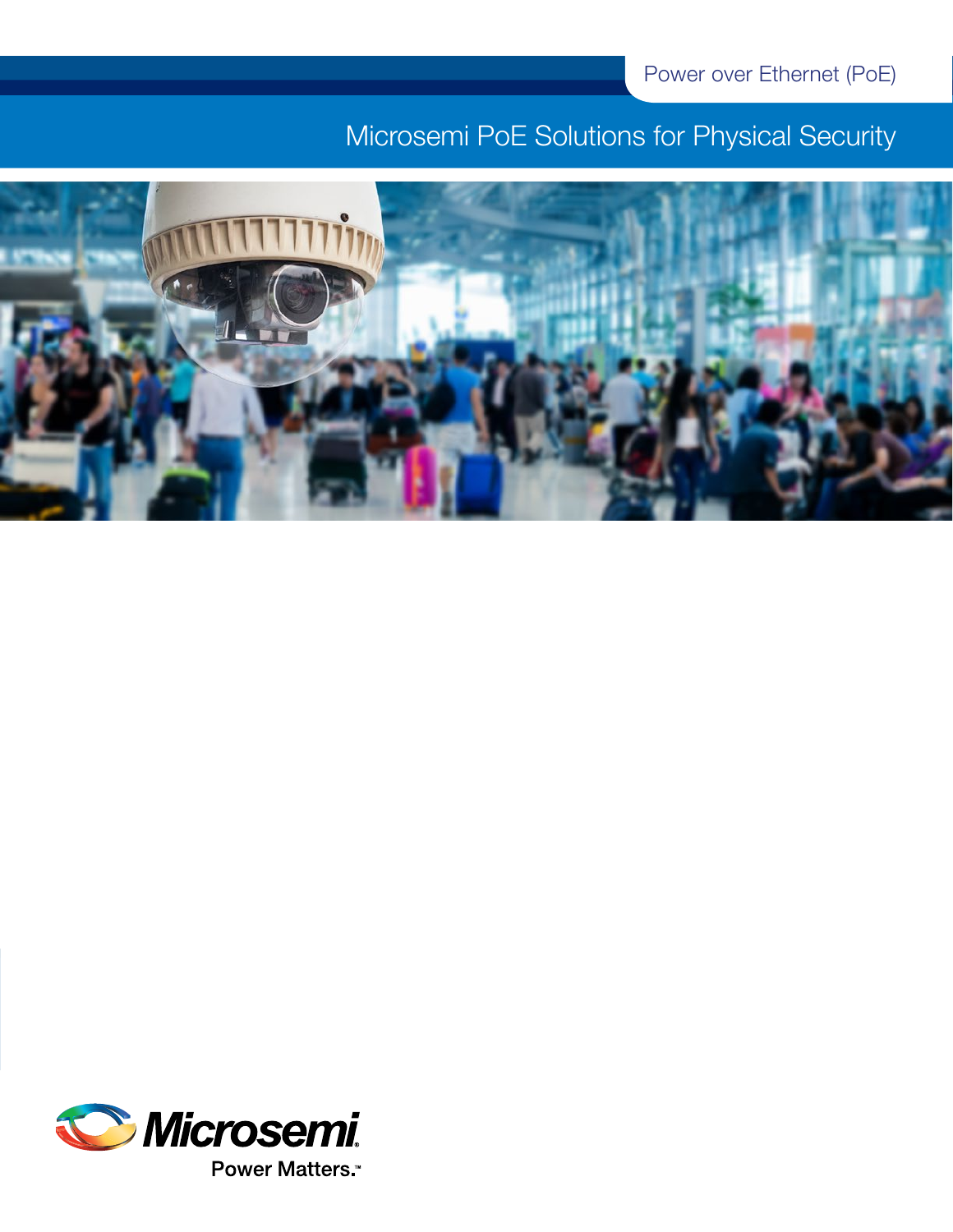Power over Ethernet (PoE)

# Microsemi PoE Solutions for Physical Security

Microsemi

Power Matters.™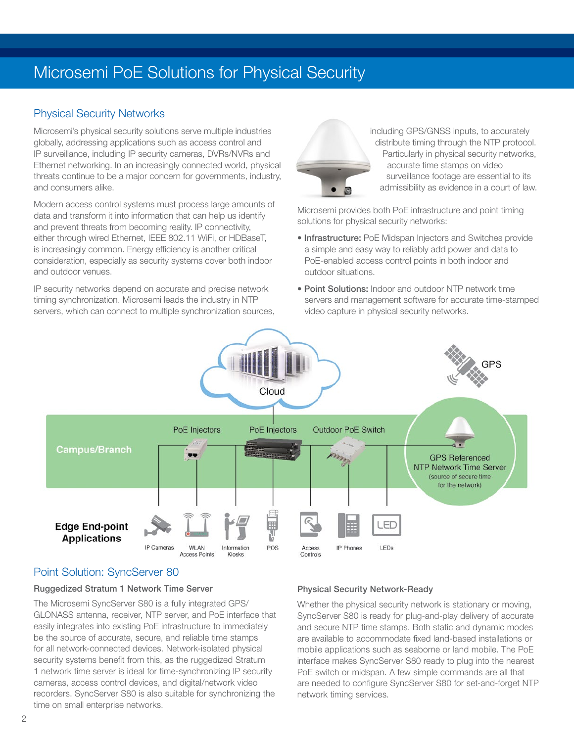# Microsemi PoE Solutions for Physical Security

## Physical Security Networks

Microsemi's physical security solutions serve multiple industries globally, addressing applications such as access control and IP surveillance, including IP security cameras, DVRs/NVRs and Ethernet networking. In an increasingly connected world, physical threats continue to be a major concern for governments, industry, and consumers alike.

Modern access control systems must process large amounts of data and transform it into information that can help us identify and prevent threats from becoming reality. IP connectivity, either through wired Ethernet, IEEE 802.11 WiFi, or HDBaseT, is increasingly common. Energy efficiency is another critical consideration, especially as security systems cover both indoor and outdoor venues.

IP security networks depend on accurate and precise network timing synchronization. Microsemi leads the industry in NTP servers, which can connect to multiple synchronization sources, including GPS/GNSS inputs, to accurately distribute timing through the NTP protocol. Particularly in physical security networks, accurate time stamps on video surveillance footage are essential to its admissibility as evidence in a court of law.

Microsemi provides both PoE infrastructure and point timing solutions for physical security networks:

- **Infrastructure:** PoE Midspan Injectors and Switches provide a simple and easy way to reliably add power and data to PoE-enabled access control points in both indoor and outdoor situations.
- **Point Solutions:** Indoor and outdoor NTP network time servers and management software for accurate time-stamped video capture in physical security networks.

Cloud

GPS

Campus/Branch

PoE Injectors | PoE Injectors | Outdoor PoE Switch

GPS Referenced NTP Network Time Server (source of secure time for the network)

**Edge End-point Applications**

IP Cameras | WLAN Access Points | Information Kiosks | POS | Access Controls | IP Phones | LEDs

## Point Solution: SyncServer 80

### Ruggedized Stratum 1 Network Time Server

The Microsemi SyncServer S80 is a fully integrated GPS/GLONASS antenna, receiver, NTP server, and PoE interface that easily integrates into existing PoE infrastructure to immediately be the source of accurate, secure, and reliable time stamps for all network-connected devices. Network-isolated physical security systems benefit from this, as the ruggedized Stratum 1 network time server is ideal for time-synchronizing IP security cameras, access control devices, and digital/network video recorders. SyncServer S80 is also suitable for synchronizing the time on small enterprise networks.

### Physical Security Network-Ready

Whether the physical security network is stationary or moving, SyncServer S80 is ready for plug-and-play delivery of accurate and secure NTP time stamps. Both static and dynamic modes are available to accommodate fixed land-based installations or mobile applications such as seaborne or land mobile. The PoE interface makes SyncServer S80 ready to plug into the nearest PoE switch or midspan. A few simple commands are all that are needed to configure SyncServer S80 for set-and-forget NTP network timing services.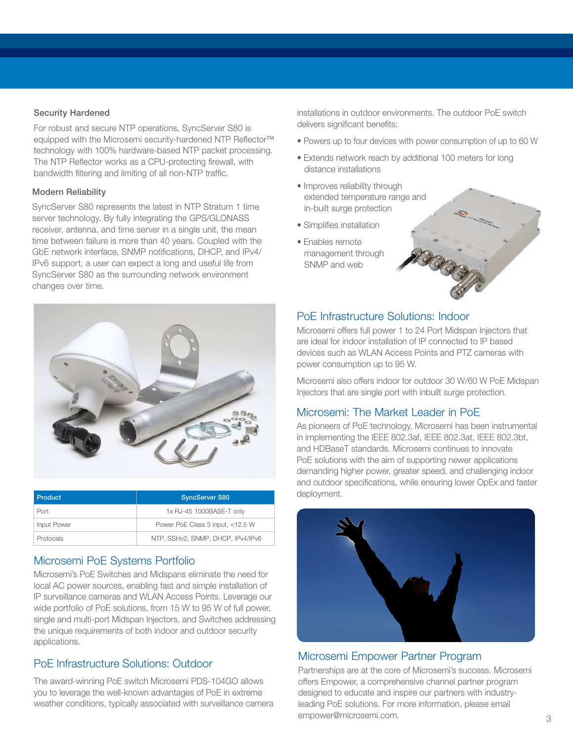### Security Hardened

For robust and secure NTP operations, SyncServer S80 is equipped with the Microsemi security-hardened NTP Reflector™ technology with 100% hardware-based NTP packet processing. The NTP Reflector works as a CPU-protecting firewall, with bandwidth filtering and limiting of all non-NTP traffic.

### Modern Reliability

SyncServer S80 represents the latest in NTP Stratum 1 time server technology. By fully integrating the GPS/GLONASS receiver, antenna, and time server in a single unit, the mean time between failure is more than 40 years. Coupled with the GbE network interface, SNMP notifications, DHCP, and IPv4/IPv6 support, a user can expect a long and useful life from SyncServer S80 as the surrounding network environment changes over time.

| Product | SyncServer S80 |
| --- | --- |
| Port | 1x RJ-45 1000BASE-T only |
| Input Power | Power PoE Class 3 input, <12.5 W |
| Protocals | NTP, SSHv2, SNMP, DHCP, IPv4/IPv6 |

## Microsemi PoE Systems Portfolio

Microsemi's PoE Switches and Midspans eliminate the need for local AC power sources, enabling fast and simple installation of IP surveillance cameras and WLAN Access Points. Leverage our wide portfolio of PoE solutions, from 15 W to 95 W of full power, single and multi-port Midspan Injectors, and Switches addressing the unique requirements of both indoor and outdoor security applications.

## PoE Infrastructure Solutions: Outdoor

The award-winning PoE switch Microsemi PDS-104GO allows you to leverage the well-known advantages of PoE in extreme weather conditions, typically associated with surveillance camera installations in outdoor environments. The outdoor PoE switch delivers significant benefits:

- Powers up to four devices with power consumption of up to 60 W
- Extends network reach by additional 100 meters for long distance installations
- Improves reliability through extended temperature range and in-built surge protection
- Simplifies installation
- Enables remote management through SNMP and web

## PoE Infrastructure Solutions: Indoor

Microsemi offers full power 1 to 24 Port Midspan Injectors that are ideal for indoor installation of IP connected to IP based devices such as WLAN Access Points and PTZ cameras with power consumption up to 95 W.

Microsemi also offers indoor for outdoor 30 W/60 W PoE Midspan Injectors that are single port with inbuilt surge protection.

## Microsemi: The Market Leader in PoE

As pioneers of PoE technology, Microsemi has been instrumental in implementing the IEEE 802.3af, IEEE 802.3at, IEEE 802.3bt, and HDBaseT standards. Microsemi continues to innovate PoE solutions with the aim of supporting newer applications demanding higher power, greater speed, and challenging indoor and outdoor specifications, while ensuring lower OpEx and faster deployment.

## Microsemi Empower Partner Program

Partnerships are at the core of Microsemi's success. Microsemi offers Empower, a comprehensive channel partner program designed to educate and inspire our partners with industry-leading PoE solutions. For more information, please email empower@microsemi.com.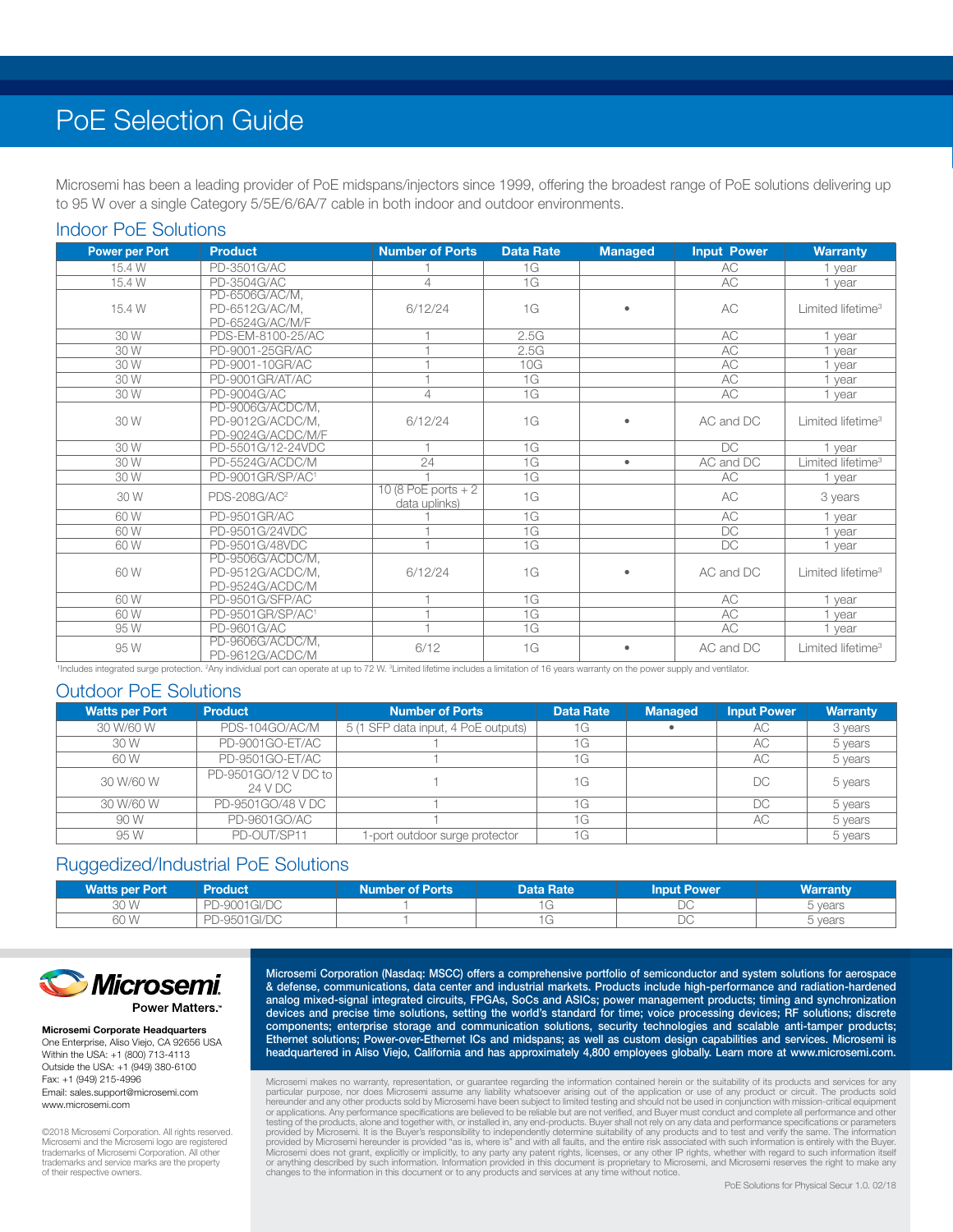# PoE Selection Guide

Microsemi has been a leading provider of PoE midspans/injectors since 1999, offering the broadest range of PoE solutions delivering up to 95 W over a single Category 5/5E/6/6A/7 cable in both indoor and outdoor environments.

## Indoor PoE Solutions

| Power per Port | Product | Number of Ports | Data Rate | Managed | Input Power | Warranty |
|---|---|---|---|---|---|---|
| 15.4 W | PD-3501G/AC | 1 | 1G | | AC | 1 year |
| 15.4 W | PD-3504G/AC | 4 | 1G | | AC | 1 year |
| 15.4 W | PD-6506G/AC/M, PD-6512G/AC/M, PD-6524G/AC/M/F | 6/12/24 | 1G | • | AC | Limited lifetime[3] |
| 30 W | PDS-EM-8100-25/AC | 1 | 2.5G | | AC | 1 year |
| 30 W | PD-9001-25GR/AC | 1 | 2.5G | | AC | 1 year |
| 30 W | PD-9001-10GR/AC | 1 | 10G | | AC | 1 year |
| 30 W | PD-9001GR/AT/AC | 1 | 1G | | AC | 1 year |
| 30 W | PD-9004G/AC | 4 | 1G | | AC | 1 year |
| 30 W | PD-9006G/ACDC/M, PD-9012G/ACDC/M, PD-9024G/ACDC/M/F | 6/12/24 | 1G | • | AC and DC | Limited lifetime[3] |
| 30 W | PD-5501G/12-24VDC | 1 | 1G | | DC | 1 year |
| 30 W | PD-5524G/ACDC/M | 24 | 1G | • | AC and DC | Limited lifetime[3] |
| 30 W | PD-9001GR/SP/AC[1] | 1 | 1G | | AC | 1 year |
| 30 W | PDS-208G/AC[2] | 10 (8 PoE ports + 2 data uplinks) | 1G | | AC | 3 years |
| 60 W | PD-9501GR/AC | 1 | 1G | | AC | 1 year |
| 60 W | PD-9501G/24VDC | 1 | 1G | | DC | 1 year |
| 60 W | PD-9501G/48VDC | 1 | 1G | | DC | 1 year |
| 60 W | PD-9506G/ACDC/M, PD-9512G/ACDC/M, PD-9524G/ACDC/M | 6/12/24 | 1G | • | AC and DC | Limited lifetime[3] |
| 60 W | PD-9501G/SFP/AC | 1 | 1G | | AC | 1 year |
| 60 W | PD-9501GR/SP/AC[1] | 1 | 1G | | AC | 1 year |
| 95 W | PD-9601G/AC | 1 | 1G | | AC | 1 year |
| 95 W | PD-9606G/ACDC/M, PD-9612G/ACDC/M | 6/12 | 1G | • | AC and DC | Limited lifetime[3] |

[1]Includes integrated surge protection. [2]Any individual port can operate at up to 72 W. [3]Limited lifetime includes a limitation of 16 years warranty on the power supply and ventilator.

## Outdoor PoE Solutions

| Watts per Port | Product | Number of Ports | Data Rate | Managed | Input Power | Warranty |
|---|---|---|---|---|---|---|
| 30 W/60 W | PDS-104GO/AC/M | 5 (1 SFP data input, 4 PoE outputs) | 1G | • | AC | 3 years |
| 30 W | PD-9001GO-ET/AC | 1 | 1G | | AC | 5 years |
| 60 W | PD-9501GO-ET/AC | 1 | 1G | | AC | 5 years |
| 30 W/60 W | PD-9501GO/12 V DC to 24 V DC | 1 | 1G | | DC | 5 years |
| 30 W/60 W | PD-9501GO/48 V DC | 1 | 1G | | DC | 5 years |
| 90 W | PD-9601GO/AC | 1 | 1G | | AC | 5 years |
| 95 W | PD-OUT/SP11 | 1-port outdoor surge protector | 1G | | | 5 years |

## Ruggedized/Industrial PoE Solutions

| Watts per Port | Product | Number of Ports | Data Rate | Input Power | Warranty |
|---|---|---|---|---|---|
| 30 W | PD-9001GI/DC | 1 | 1G | DC | 5 years |
| 60 W | PD-9501GI/DC | 1 | 1G | DC | 5 years |

**Microsemi** Power Matters.™

**Microsemi Corporate Headquarters**
One Enterprise, Aliso Viejo, CA 92656 USA
Within the USA: +1 (800) 713-4113
Outside the USA: +1 (949) 380-6100
Fax: +1 (949) 215-4996
Email: sales.support@microsemi.com
www.microsemi.com

©2018 Microsemi Corporation. All rights reserved. Microsemi and the Microsemi logo are registered trademarks of Microsemi Corporation. All other trademarks and service marks are the property of their respective owners.

Microsemi Corporation (Nasdaq: MSCC) offers a comprehensive portfolio of semiconductor and system solutions for aerospace & defense, communications, data center and industrial markets. Products include high-performance and radiation-hardened analog mixed-signal integrated circuits, FPGAs, SoCs and ASICs; power management products; timing and synchronization devices and precise time solutions, setting the world's standard for time; voice processing devices; RF solutions; discrete components; enterprise storage and communication solutions, security technologies and scalable anti-tamper products; Ethernet solutions; Power-over-Ethernet ICs and midspans; as well as custom design capabilities and services. Microsemi is headquartered in Aliso Viejo, California and has approximately 4,800 employees globally. Learn more at www.microsemi.com.

Microsemi makes no warranty, representation, or guarantee regarding the information contained herein or the suitability of its products and services for any particular purpose, nor does Microsemi assume any liability whatsoever arising out of the application or use of any product or circuit. The products sold hereunder and any other products sold by Microsemi have been subject to limited testing and should not be used in conjunction with mission-critical equipment or applications. Any performance specifications are believed to be reliable but are not verified, and Buyer must conduct and complete all performance and other testing of the products, alone and together with, or installed in, any end-products. Buyer shall not rely on any data and performance specifications or parameters provided by Microsemi. It is the Buyer's responsibility to independently determine suitability of any products and to test and verify the same. The information provided by Microsemi hereunder is provided "as is, where is" and with all faults, and the entire risk associated with such information is entirely with the Buyer. Microsemi does not grant, explicitly or implicitly, to any party any patent rights, licenses, or any other IP rights, whether with regard to such information itself or anything described by such information. Information provided in this document is proprietary to Microsemi, and Microsemi reserves the right to make any changes to the information in this document or to any products and services at any time without notice.

PoE Solutions for Physical Secur 1.0. 02/18